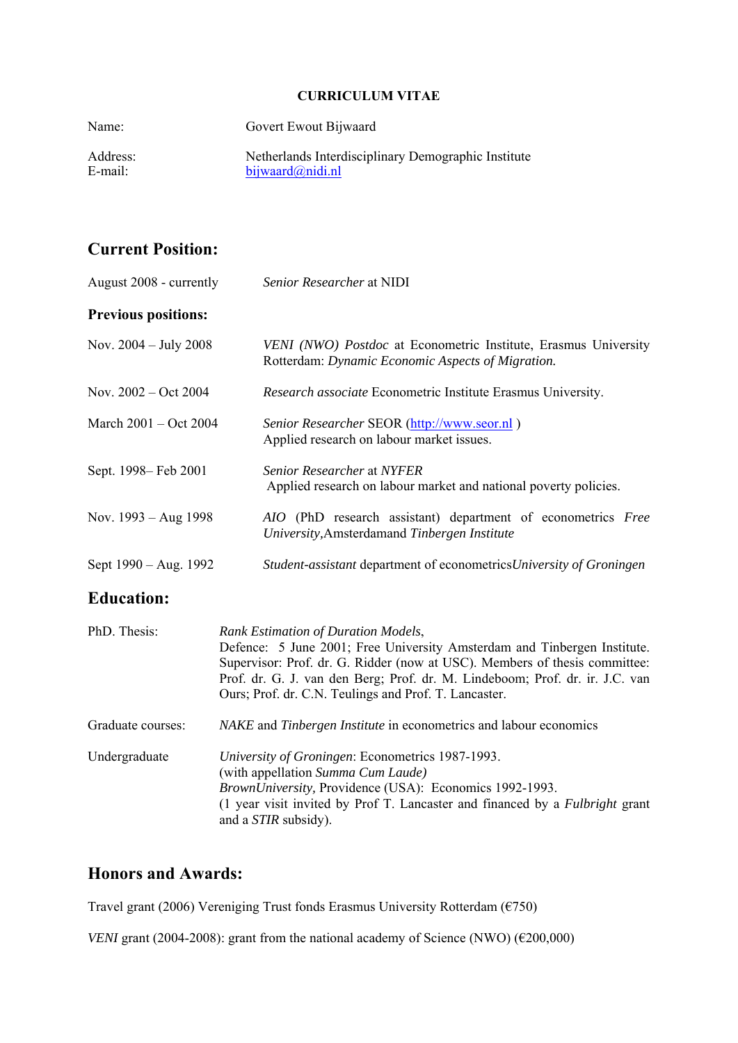**CURRICULUM VITAE**

| | |
|---|---|
| Name: | Govert Ewout Bijwaard |
| Address: | Netherlands Interdisciplinary Demographic Institute |
| E-mail: | bijwaard@nidi.nl |

## Current Position:

| | |
|---|---|
| August 2008 - currently | *Senior Researcher* at NIDI |

### Previous positions:

| | |
|---|---|
| Nov. 2004 – July 2008 | *VENI (NWO) Postdoc* at Econometric Institute, Erasmus University Rotterdam: *Dynamic Economic Aspects of Migration.* |
| Nov. 2002 – Oct 2004 | *Research associate* Econometric Institute Erasmus University. |
| March 2001 – Oct 2004 | *Senior Researcher* SEOR (http://www.seor.nl ) Applied research on labour market issues. |
| Sept. 1998– Feb 2001 | *Senior Researcher* at *NYFER* Applied research on labour market and national poverty policies. |
| Nov. 1993 – Aug 1998 | *AIO* (PhD research assistant) department of econometrics *Free University*,Amsterdamand *Tinbergen Institute* |
| Sept 1990 – Aug. 1992 | *Student-assistant* department of econometrics*University of Groningen* |

## Education:

| | |
|---|---|
| PhD. Thesis: | *Rank Estimation of Duration Models*, Defence: 5 June 2001; Free University Amsterdam and Tinbergen Institute. Supervisor: Prof. dr. G. Ridder (now at USC). Members of thesis committee: Prof. dr. G. J. van den Berg; Prof. dr. M. Lindeboom; Prof. dr. ir. J.C. van Ours; Prof. dr. C.N. Teulings and Prof. T. Lancaster. |
| Graduate courses: | *NAKE* and *Tinbergen Institute* in econometrics and labour economics |
| Undergraduate | *University of Groningen*: Econometrics 1987-1993. (with appellation *Summa Cum Laude)* *BrownUniversity,* Providence (USA): Economics 1992-1993. (1 year visit invited by Prof T. Lancaster and financed by a *Fulbright* grant and a *STIR* subsidy). |

## Honors and Awards:

Travel grant (2006) Vereniging Trust fonds Erasmus University Rotterdam (€750)

*VENI* grant (2004-2008): grant from the national academy of Science (NWO) (€200,000)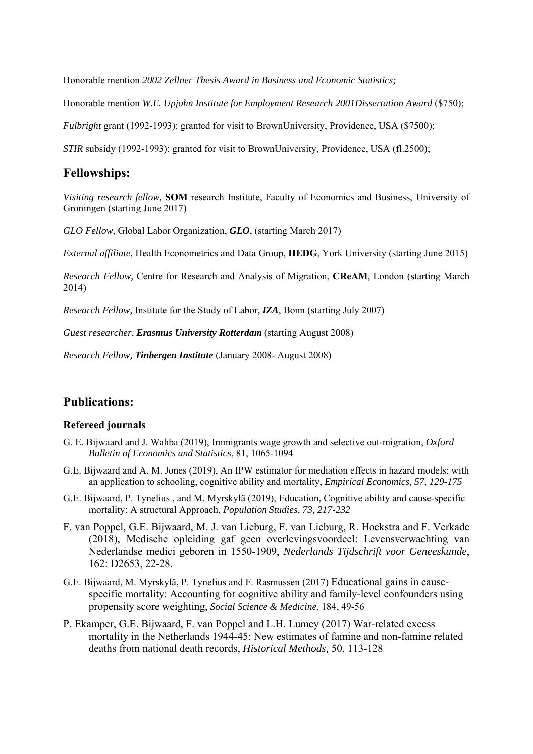Honorable mention *2002 Zellner Thesis Award in Business and Economic Statistics;*

Honorable mention *W.E. Upjohn Institute for Employment Research 2001Dissertation Award* ($750);

*Fulbright* grant (1992-1993): granted for visit to BrownUniversity, Providence, USA ($7500);

*STIR* subsidy (1992-1993): granted for visit to BrownUniversity, Providence, USA (fl.2500);

## Fellowships:

*Visiting research fellow,* **SOM** research Institute, Faculty of Economics and Business, University of Groningen (starting June 2017)

*GLO Fellow,* Global Labor Organization, ***GLO***, (starting March 2017)

*External affiliate,* Health Econometrics and Data Group, **HEDG**, York University (starting June 2015)

*Research Fellow,* Centre for Research and Analysis of Migration, **CReAM**, London (starting March 2014)

*Research Fellow,* Institute for the Study of Labor, ***IZA***, Bonn (starting July 2007)

*Guest researcher*, ***Erasmus University Rotterdam*** (starting August 2008)

*Research Fellow,* ***Tinbergen Institute*** (January 2008- August 2008)

## Publications:

### Refereed journals

G. E. Bijwaard and J. Wahba (2019), Immigrants wage growth and selective out-migration, *Oxford Bulletin of Economics and Statistics*, 81, 1065-1094

G.E. Bijwaard and A. M. Jones (2019), An IPW estimator for mediation effects in hazard models: with an application to schooling, cognitive ability and mortality, *Empirical Economics, 57, 129-175*

G.E. Bijwaard, P. Tynelius , and M. Myrskylä (2019), Education, Cognitive ability and cause-specific mortality: A structural Approach, *Population Studies, 73, 217-232*

F. van Poppel, G.E. Bijwaard, M. J. van Lieburg, F. van Lieburg, R. Hoekstra and F. Verkade (2018), Medische opleiding gaf geen overlevingsvoordeel: Levensverwachting van Nederlandse medici geboren in 1550-1909, *Nederlands Tijdschrift voor Geneeskunde*, 162: D2653, 22-28.

G.E. Bijwaard, M. Myrskylä, P. Tynelius and F. Rasmussen (2017) Educational gains in cause-specific mortality: Accounting for cognitive ability and family-level confounders using propensity score weighting, *Social Science & Medicine*, 184, 49-56

P. Ekamper, G.E. Bijwaard, F. van Poppel and L.H. Lumey (2017) War-related excess mortality in the Netherlands 1944-45: New estimates of famine and non-famine related deaths from national death records, *Historical Methods,* 50, 113-128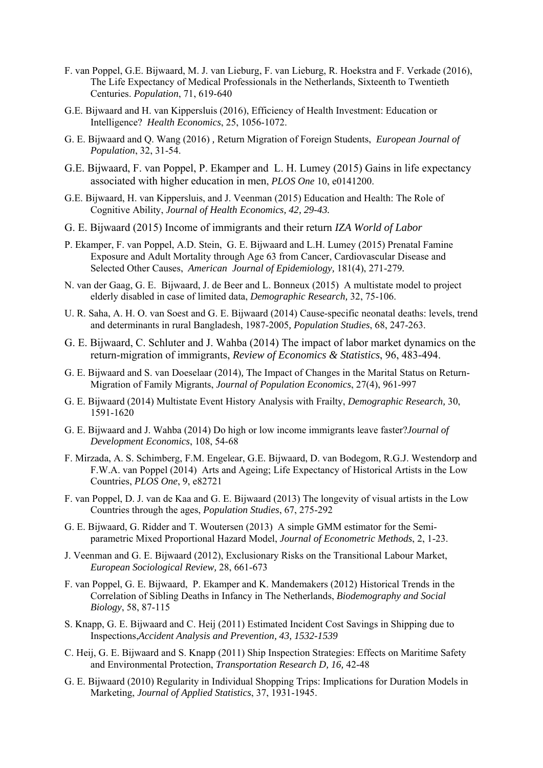F. van Poppel, G.E. Bijwaard, M. J. van Lieburg, F. van Lieburg, R. Hoekstra and F. Verkade (2016), The Life Expectancy of Medical Professionals in the Netherlands, Sixteenth to Twentieth Centuries. *Population*, 71, 619-640

G.E. Bijwaard and H. van Kippersluis (2016), Efficiency of Health Investment: Education or Intelligence? *Health Economics*, 25, 1056-1072.

G. E. Bijwaard and Q. Wang (2016) , Return Migration of Foreign Students, *European Journal of Population*, 32, 31-54.

G.E. Bijwaard, F. van Poppel, P. Ekamper and L. H. Lumey (2015) Gains in life expectancy associated with higher education in men, *PLOS One* 10, e0141200.

G.E. Bijwaard, H. van Kippersluis, and J. Veenman (2015) Education and Health: The Role of Cognitive Ability, *Journal of Health Economics, 42, 29-43.*

G. E. Bijwaard (2015) Income of immigrants and their return *IZA World of Labor*

P. Ekamper, F. van Poppel, A.D. Stein, G. E. Bijwaard and L.H. Lumey (2015) Prenatal Famine Exposure and Adult Mortality through Age 63 from Cancer, Cardiovascular Disease and Selected Other Causes, *American Journal of Epidemiology,* 181(4), 271-279.

N. van der Gaag, G. E. Bijwaard, J. de Beer and L. Bonneux (2015) A multistate model to project elderly disabled in case of limited data, *Demographic Research,* 32, 75-106.

U. R. Saha, A. H. O. van Soest and G. E. Bijwaard (2014) Cause-specific neonatal deaths: levels, trend and determinants in rural Bangladesh, 1987-2005*, Population Studies*, 68, 247-263.

G. E. Bijwaard, C. Schluter and J. Wahba (2014) The impact of labor market dynamics on the return-migration of immigrants, *Review of Economics & Statistics*, 96, 483-494.

G. E. Bijwaard and S. van Doeselaar (2014), The Impact of Changes in the Marital Status on Return-Migration of Family Migrants, *Journal of Population Economics*, 27(4), 961-997

G. E. Bijwaard (2014) Multistate Event History Analysis with Frailty, *Demographic Research,* 30, 1591-1620

G. E. Bijwaard and J. Wahba (2014) Do high or low income immigrants leave faster?*Journal of Development Economics*, 108, 54-68

F. Mirzada, A. S. Schimberg, F.M. Engelear, G.E. Bijwaard, D. van Bodegom, R.G.J. Westendorp and F.W.A. van Poppel (2014) Arts and Ageing; Life Expectancy of Historical Artists in the Low Countries, *PLOS One*, 9, e82721

F. van Poppel, D. J. van de Kaa and G. E. Bijwaard (2013) The longevity of visual artists in the Low Countries through the ages, *Population Studies*, 67, 275-292

G. E. Bijwaard, G. Ridder and T. Woutersen (2013) A simple GMM estimator for the Semi-parametric Mixed Proportional Hazard Model, *Journal of Econometric Methods*, 2, 1-23.

J. Veenman and G. E. Bijwaard (2012), Exclusionary Risks on the Transitional Labour Market, *European Sociological Review,* 28, 661-673

F. van Poppel, G. E. Bijwaard, P. Ekamper and K. Mandemakers (2012) Historical Trends in the Correlation of Sibling Deaths in Infancy in The Netherlands, *Biodemography and Social Biology*, 58, 87-115

S. Knapp, G. E. Bijwaard and C. Heij (2011) Estimated Incident Cost Savings in Shipping due to Inspections,*Accident Analysis and Prevention, 43, 1532-1539*

C. Heij, G. E. Bijwaard and S. Knapp (2011) Ship Inspection Strategies: Effects on Maritime Safety and Environmental Protection, *Transportation Research D, 16,* 42-48

G. E. Bijwaard (2010) Regularity in Individual Shopping Trips: Implications for Duration Models in Marketing, *Journal of Applied Statistics*, 37, 1931-1945.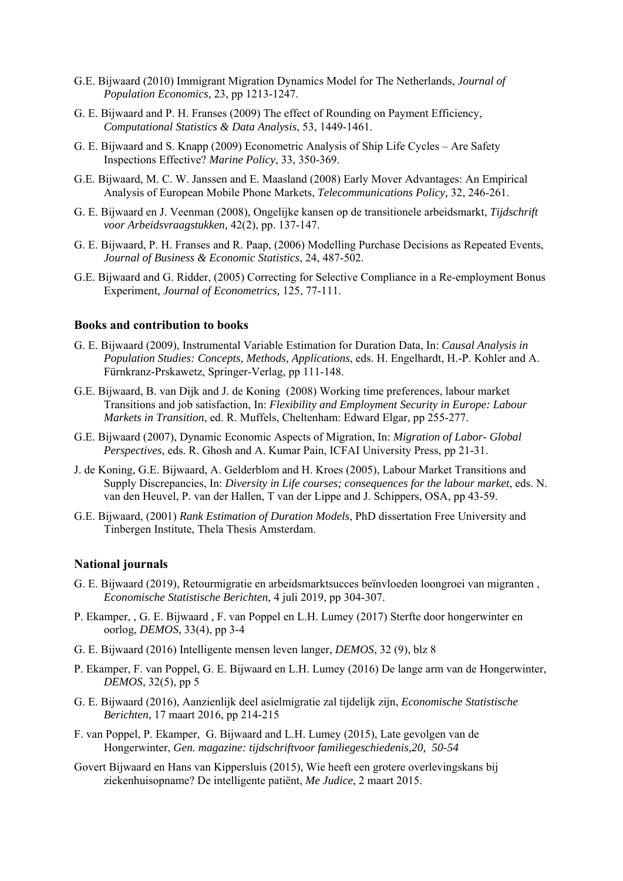G.E. Bijwaard (2010) Immigrant Migration Dynamics Model for The Netherlands, *Journal of Population Economics,* 23, pp 1213-1247.

G. E. Bijwaard and P. H. Franses (2009) The effect of Rounding on Payment Efficiency, *Computational Statistics & Data Analysis*, 53, 1449-1461.

G. E. Bijwaard and S. Knapp (2009) Econometric Analysis of Ship Life Cycles – Are Safety Inspections Effective? *Marine Policy*, 33, 350-369.

G.E. Bijwaard, M. C. W. Janssen and E. Maasland (2008) Early Mover Advantages: An Empirical Analysis of European Mobile Phone Markets, *Telecommunications Policy,* 32, 246-261.

G. E. Bijwaard en J. Veenman (2008), Ongelijke kansen op de transitionele arbeidsmarkt, *Tijdschrift voor Arbeidsvraagstukken,* 42(2), pp. 137-147.

G. E. Bijwaard, P. H. Franses and R. Paap, (2006) Modelling Purchase Decisions as Repeated Events, *Journal of Business & Economic Statistics*, 24, 487-502.

G.E. Bijwaard and G. Ridder, (2005) Correcting for Selective Compliance in a Re-employment Bonus Experiment*, Journal of Econometrics,* 125, 77-111.

### Books and contribution to books

G. E. Bijwaard (2009), Instrumental Variable Estimation for Duration Data, In: *Causal Analysis in Population Studies: Concepts, Methods, Applications*, eds. H. Engelhardt, H.-P. Kohler and A. Fürnkranz-Prskawetz, Springer-Verlag, pp 111-148.

G.E. Bijwaard, B. van Dijk and J. de Koning (2008) Working time preferences, labour market Transitions and job satisfaction, In: *Flexibility and Employment Security in Europe: Labour Markets in Transition*, ed. R. Muffels, Cheltenham: Edward Elgar, pp 255-277.

G.E. Bijwaard (2007), Dynamic Economic Aspects of Migration, In: *Migration of Labor- Global Perspectives*, eds. R. Ghosh and A. Kumar Pain, ICFAI University Press, pp 21-31.

J. de Koning, G.E. Bijwaard, A. Gelderblom and H. Kroes (2005), Labour Market Transitions and Supply Discrepancies, In: *Diversity in Life courses; consequences for the labour market*, eds. N. van den Heuvel, P. van der Hallen, T van der Lippe and J. Schippers, OSA, pp 43-59.

G.E. Bijwaard, (2001) *Rank Estimation of Duration Models*, PhD dissertation Free University and Tinbergen Institute, Thela Thesis Amsterdam.

### National journals

G. E. Bijwaard (2019), Retourmigratie en arbeidsmarktsucces beïnvloeden loongroei van migranten , *Economische Statistische Berichten*, 4 juli 2019, pp 304-307.

P. Ekamper, , G. E. Bijwaard , F. van Poppel en L.H. Lumey (2017) Sterfte door hongerwinter en oorlog, *DEMOS*, 33(4), pp 3-4

G. E. Bijwaard (2016) Intelligente mensen leven langer, *DEMOS*, 32 (9), blz 8

P. Ekamper, F. van Poppel, G. E. Bijwaard en L.H. Lumey (2016) De lange arm van de Hongerwinter, *DEMOS*, 32(5), pp 5

G. E. Bijwaard (2016), Aanzienlijk deel asielmigratie zal tijdelijk zijn, *Economische Statistische Berichten*, 17 maart 2016, pp 214-215

F. van Poppel, P. Ekamper, G. Bijwaard and L.H. Lumey (2015), Late gevolgen van de Hongerwinter, *Gen. magazine: tijdschriftvoor familiegeschiedenis,20, 50-54*

Govert Bijwaard en Hans van Kippersluis (2015), Wie heeft een grotere overlevingskans bij ziekenhuisopname? De intelligente patiënt, *Me Judice*, 2 maart 2015.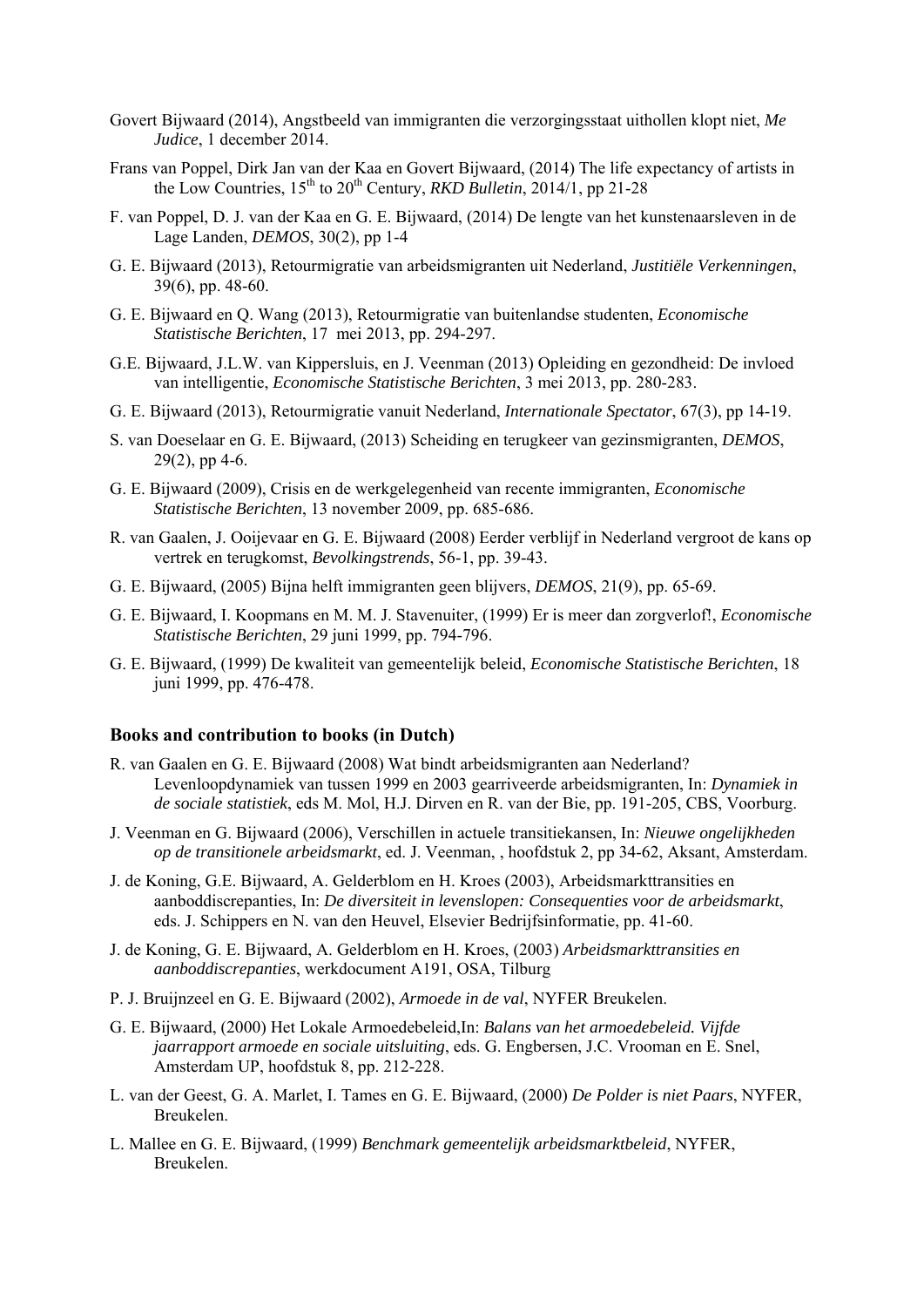Govert Bijwaard (2014), Angstbeeld van immigranten die verzorgingsstaat uithollen klopt niet, *Me Judice*, 1 december 2014.

Frans van Poppel, Dirk Jan van der Kaa en Govert Bijwaard, (2014) The life expectancy of artists in the Low Countries, 15th to 20th Century, *RKD Bulletin*, 2014/1, pp 21-28

F. van Poppel, D. J. van der Kaa en G. E. Bijwaard, (2014) De lengte van het kunstenaarsleven in de Lage Landen, *DEMOS*, 30(2), pp 1-4

G. E. Bijwaard (2013), Retourmigratie van arbeidsmigranten uit Nederland, *Justitiële Verkenningen*, 39(6), pp. 48-60.

G. E. Bijwaard en Q. Wang (2013), Retourmigratie van buitenlandse studenten, *Economische Statistische Berichten*, 17 mei 2013, pp. 294-297.

G.E. Bijwaard, J.L.W. van Kippersluis, en J. Veenman (2013) Opleiding en gezondheid: De invloed van intelligentie, *Economische Statistische Berichten*, 3 mei 2013, pp. 280-283.

G. E. Bijwaard (2013), Retourmigratie vanuit Nederland, *Internationale Spectator*, 67(3), pp 14-19.

S. van Doeselaar en G. E. Bijwaard, (2013) Scheiding en terugkeer van gezinsmigranten, *DEMOS*, 29(2), pp 4-6.

G. E. Bijwaard (2009), Crisis en de werkgelegenheid van recente immigranten, *Economische Statistische Berichten*, 13 november 2009, pp. 685-686.

R. van Gaalen, J. Ooijevaar en G. E. Bijwaard (2008) Eerder verblijf in Nederland vergroot de kans op vertrek en terugkomst, *Bevolkingstrends*, 56-1, pp. 39-43.

G. E. Bijwaard, (2005) Bijna helft immigranten geen blijvers, *DEMOS*, 21(9), pp. 65-69.

G. E. Bijwaard, I. Koopmans en M. M. J. Stavenuiter, (1999) Er is meer dan zorgverlof!, *Economische Statistische Berichten*, 29 juni 1999, pp. 794-796.

G. E. Bijwaard, (1999) De kwaliteit van gemeentelijk beleid, *Economische Statistische Berichten*, 18 juni 1999, pp. 476-478.

## Books and contribution to books (in Dutch)

R. van Gaalen en G. E. Bijwaard (2008) Wat bindt arbeidsmigranten aan Nederland? Levenloopdynamiek van tussen 1999 en 2003 gearriveerde arbeidsmigranten, In: *Dynamiek in de sociale statistiek*, eds M. Mol, H.J. Dirven en R. van der Bie, pp. 191-205, CBS, Voorburg.

J. Veenman en G. Bijwaard (2006), Verschillen in actuele transitiekansen, In: *Nieuwe ongelijkheden op de transitionele arbeidsmarkt*, ed. J. Veenman, , hoofdstuk 2, pp 34-62, Aksant, Amsterdam.

J. de Koning, G.E. Bijwaard, A. Gelderblom en H. Kroes (2003), Arbeidsmarkttransities en aanboddiscrepanties, In: *De diversiteit in levenslopen: Consequenties voor de arbeidsmarkt*, eds. J. Schippers en N. van den Heuvel, Elsevier Bedrijfsinformatie, pp. 41-60.

J. de Koning, G. E. Bijwaard, A. Gelderblom en H. Kroes, (2003) *Arbeidsmarkttransities en aanboddiscrepanties*, werkdocument A191, OSA, Tilburg

P. J. Bruijnzeel en G. E. Bijwaard (2002), *Armoede in de val*, NYFER Breukelen.

G. E. Bijwaard, (2000) Het Lokale Armoedebeleid,In: *Balans van het armoedebeleid. Vijfde jaarrapport armoede en sociale uitsluiting*, eds. G. Engbersen, J.C. Vrooman en E. Snel, Amsterdam UP, hoofdstuk 8, pp. 212-228.

L. van der Geest, G. A. Marlet, I. Tames en G. E. Bijwaard, (2000) *De Polder is niet Paars*, NYFER, Breukelen.

L. Mallee en G. E. Bijwaard, (1999) *Benchmark gemeentelijk arbeidsmarktbeleid*, NYFER, Breukelen.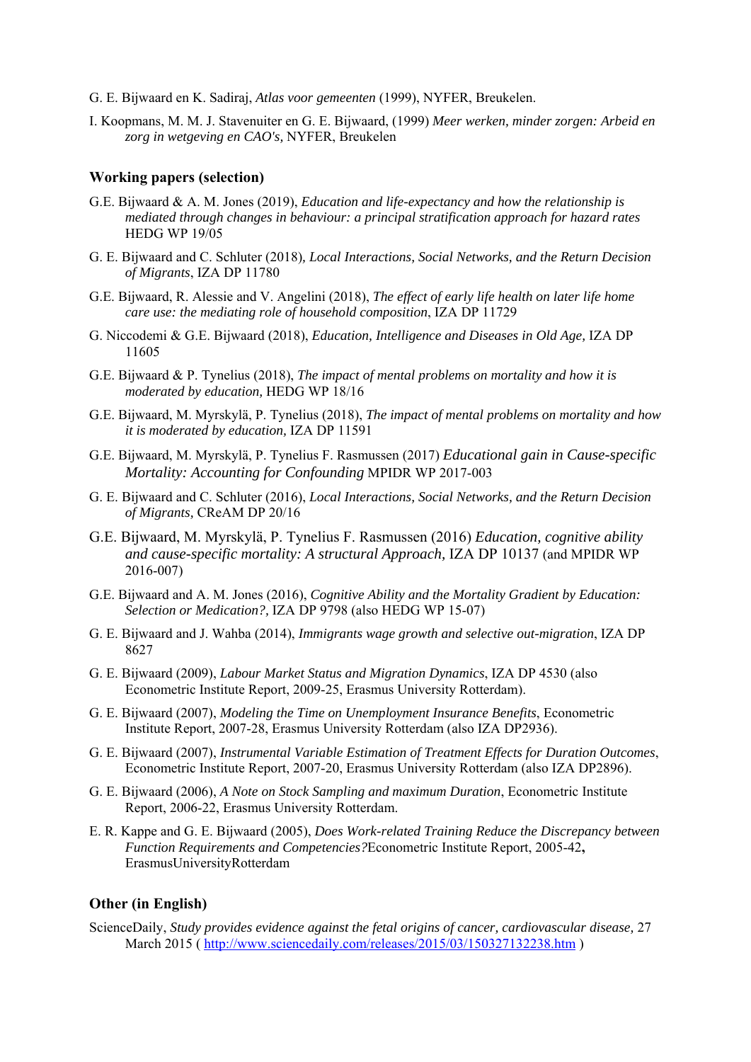G. E. Bijwaard en K. Sadiraj, *Atlas voor gemeenten* (1999), NYFER, Breukelen.

I. Koopmans, M. M. J. Stavenuiter en G. E. Bijwaard, (1999) *Meer werken, minder zorgen: Arbeid en zorg in wetgeving en CAO's,* NYFER, Breukelen

### Working papers (selection)

G.E. Bijwaard & A. M. Jones (2019), *Education and life-expectancy and how the relationship is mediated through changes in behaviour: a principal stratification approach for hazard rates* HEDG WP 19/05

G. E. Bijwaard and C. Schluter (2018), *Local Interactions, Social Networks, and the Return Decision of Migrants*, IZA DP 11780

G.E. Bijwaard, R. Alessie and V. Angelini (2018), *The effect of early life health on later life home care use: the mediating role of household composition*, IZA DP 11729

G. Niccodemi & G.E. Bijwaard (2018), *Education, Intelligence and Diseases in Old Age,* IZA DP 11605

G.E. Bijwaard & P. Tynelius (2018), *The impact of mental problems on mortality and how it is moderated by education,* HEDG WP 18/16

G.E. Bijwaard, M. Myrskylä, P. Tynelius (2018), *The impact of mental problems on mortality and how it is moderated by education,* IZA DP 11591

G.E. Bijwaard, M. Myrskylä, P. Tynelius F. Rasmussen (2017) *Educational gain in Cause-specific Mortality: Accounting for Confounding* MPIDR WP 2017-003

G. E. Bijwaard and C. Schluter (2016), *Local Interactions, Social Networks, and the Return Decision of Migrants,* CReAM DP 20/16

G.E. Bijwaard, M. Myrskylä, P. Tynelius F. Rasmussen (2016) *Education, cognitive ability and cause-specific mortality: A structural Approach,* IZA DP 10137 (and MPIDR WP 2016-007)

G.E. Bijwaard and A. M. Jones (2016), *Cognitive Ability and the Mortality Gradient by Education: Selection or Medication?,* IZA DP 9798 (also HEDG WP 15-07)

G. E. Bijwaard and J. Wahba (2014), *Immigrants wage growth and selective out-migration*, IZA DP 8627

G. E. Bijwaard (2009), *Labour Market Status and Migration Dynamics*, IZA DP 4530 (also Econometric Institute Report, 2009-25, Erasmus University Rotterdam).

G. E. Bijwaard (2007), *Modeling the Time on Unemployment Insurance Benefits*, Econometric Institute Report, 2007-28, Erasmus University Rotterdam (also IZA DP2936).

G. E. Bijwaard (2007), *Instrumental Variable Estimation of Treatment Effects for Duration Outcomes*, Econometric Institute Report, 2007-20, Erasmus University Rotterdam (also IZA DP2896).

G. E. Bijwaard (2006), *A Note on Stock Sampling and maximum Duration*, Econometric Institute Report, 2006-22, Erasmus University Rotterdam.

E. R. Kappe and G. E. Bijwaard (2005), *Does Work-related Training Reduce the Discrepancy between Function Requirements and Competencies?*Econometric Institute Report, 2005-42**,** ErasmusUniversityRotterdam

### Other (in English)

ScienceDaily, *Study provides evidence against the fetal origins of cancer, cardiovascular disease,* 27 March 2015 ( http://www.sciencedaily.com/releases/2015/03/150327132238.htm )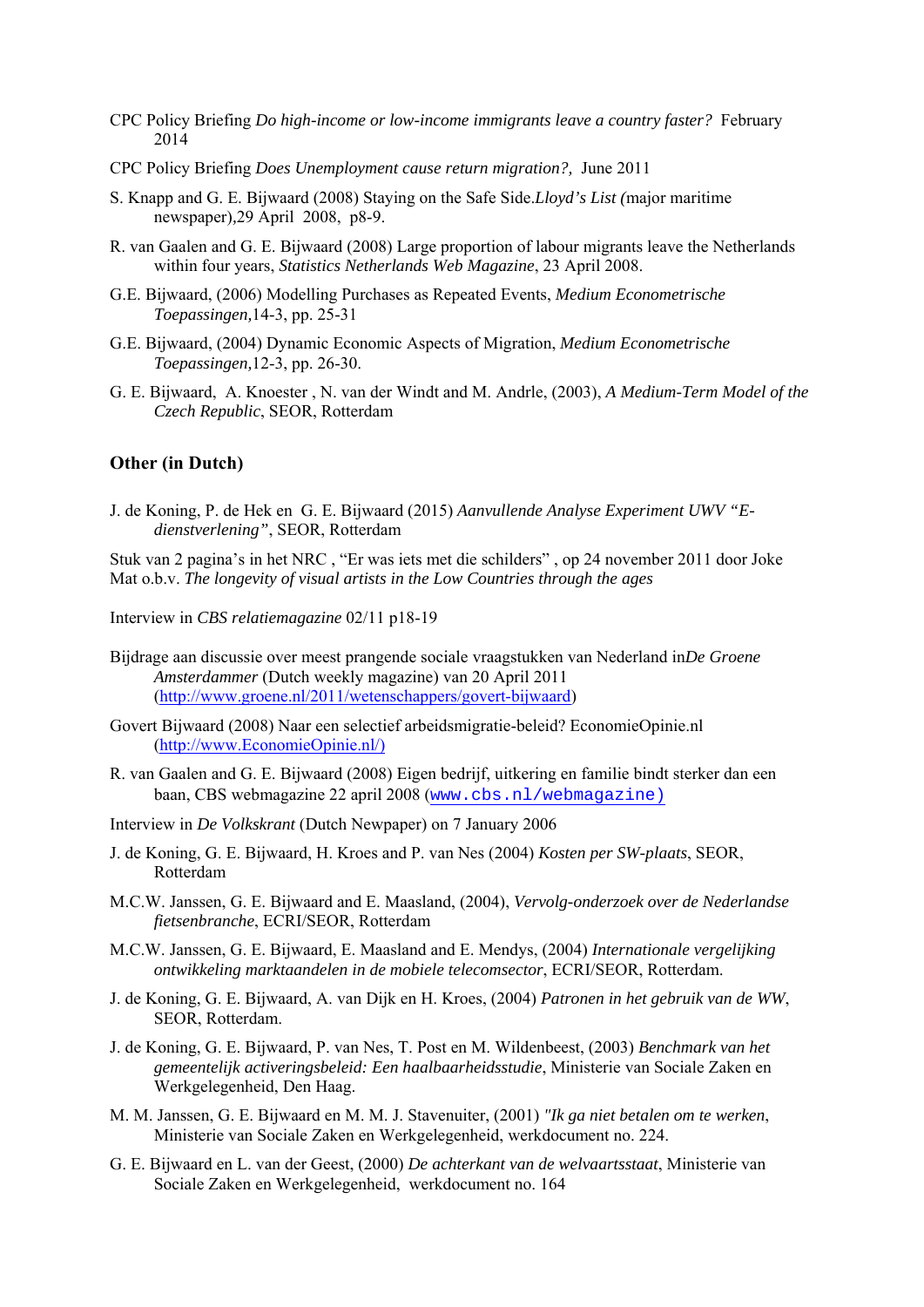CPC Policy Briefing *Do high-income or low-income immigrants leave a country faster?* February 2014

CPC Policy Briefing *Does Unemployment cause return migration?,* June 2011

S. Knapp and G. E. Bijwaard (2008) Staying on the Safe Side.*Lloyd's List (*major maritime newspaper),29 April 2008, p8-9.

R. van Gaalen and G. E. Bijwaard (2008) Large proportion of labour migrants leave the Netherlands within four years, *Statistics Netherlands Web Magazine*, 23 April 2008.

G.E. Bijwaard, (2006) Modelling Purchases as Repeated Events, *Medium Econometrische Toepassingen,*14-3, pp. 25-31

G.E. Bijwaard, (2004) Dynamic Economic Aspects of Migration, *Medium Econometrische Toepassingen,*12-3, pp. 26-30.

G. E. Bijwaard, A. Knoester , N. van der Windt and M. Andrle, (2003), *A Medium-Term Model of the Czech Republic*, SEOR, Rotterdam

## Other (in Dutch)

J. de Koning, P. de Hek en G. E. Bijwaard (2015) *Aanvullende Analyse Experiment UWV "E-dienstverlening"*, SEOR, Rotterdam

Stuk van 2 pagina's in het NRC , "Er was iets met die schilders" , op 24 november 2011 door Joke Mat o.b.v. *The longevity of visual artists in the Low Countries through the ages*

Interview in *CBS relatiemagazine* 02/11 p18-19

Bijdrage aan discussie over meest prangende sociale vraagstukken van Nederland in*De Groene Amsterdammer* (Dutch weekly magazine) van 20 April 2011 (http://www.groene.nl/2011/wetenschappers/govert-bijwaard)

Govert Bijwaard (2008) Naar een selectief arbeidsmigratie-beleid? EconomieOpinie.nl (http://www.EconomieOpinie.nl/)

R. van Gaalen and G. E. Bijwaard (2008) Eigen bedrijf, uitkering en familie bindt sterker dan een baan, CBS webmagazine 22 april 2008 (www.cbs.nl/webmagazine)

Interview in *De Volkskrant* (Dutch Newpaper) on 7 January 2006

J. de Koning, G. E. Bijwaard, H. Kroes and P. van Nes (2004) *Kosten per SW-plaats*, SEOR, Rotterdam

M.C.W. Janssen, G. E. Bijwaard and E. Maasland, (2004), *Vervolg-onderzoek over de Nederlandse fietsenbranche*, ECRI/SEOR, Rotterdam

M.C.W. Janssen, G. E. Bijwaard, E. Maasland and E. Mendys, (2004) *Internationale vergelijking ontwikkeling marktaandelen in de mobiele telecomsector*, ECRI/SEOR, Rotterdam.

J. de Koning, G. E. Bijwaard, A. van Dijk en H. Kroes, (2004) *Patronen in het gebruik van de WW*, SEOR, Rotterdam.

J. de Koning, G. E. Bijwaard, P. van Nes, T. Post en M. Wildenbeest, (2003) *Benchmark van het gemeentelijk activeringsbeleid: Een haalbaarheidsstudie*, Ministerie van Sociale Zaken en Werkgelegenheid, Den Haag.

M. M. Janssen, G. E. Bijwaard en M. M. J. Stavenuiter, (2001) *"Ik ga niet betalen om te werken*, Ministerie van Sociale Zaken en Werkgelegenheid, werkdocument no. 224.

G. E. Bijwaard en L. van der Geest, (2000) *De achterkant van de welvaartsstaat*, Ministerie van Sociale Zaken en Werkgelegenheid, werkdocument no. 164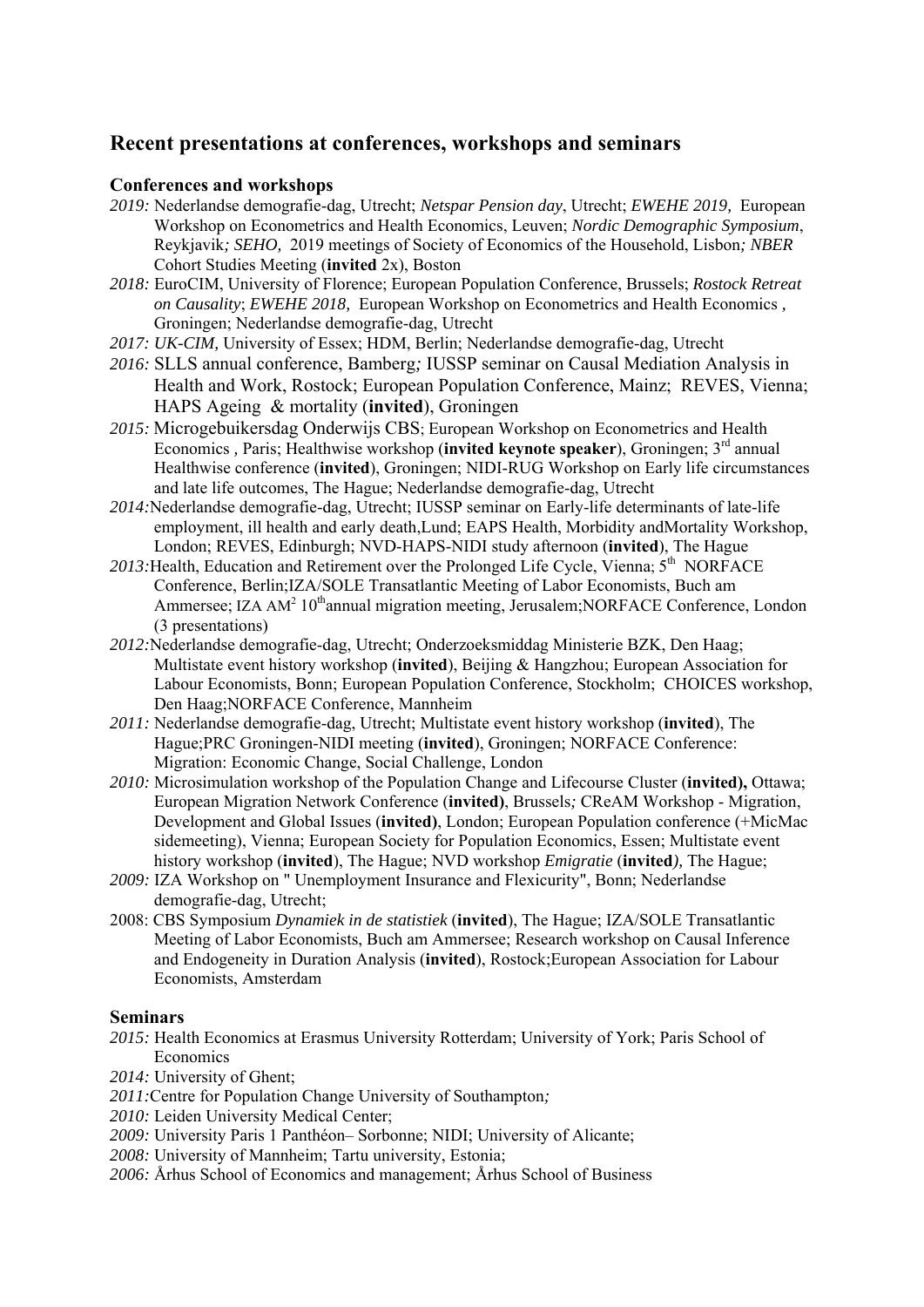## Recent presentations at conferences, workshops and seminars

### Conferences and workshops

*2019:* Nederlandse demografie-dag, Utrecht; *Netspar Pension day*, Utrecht; *EWEHE 2019,* European Workshop on Econometrics and Health Economics, Leuven; *Nordic Demographic Symposium*, Reykjavik*; SEHO,* 2019 meetings of Society of Economics of the Household, Lisbon*; NBER* Cohort Studies Meeting (**invited** 2x), Boston

*2018:* EuroCIM, University of Florence; European Population Conference, Brussels; *Rostock Retreat on Causality*; *EWEHE 2018,* European Workshop on Econometrics and Health Economics *,* Groningen; Nederlandse demografie-dag, Utrecht

*2017: UK-CIM,* University of Essex; HDM, Berlin; Nederlandse demografie-dag, Utrecht

*2016:* SLLS annual conference, Bamberg*;* IUSSP seminar on Causal Mediation Analysis in Health and Work, Rostock; European Population Conference, Mainz; REVES, Vienna; HAPS Ageing & mortality (**invited**), Groningen

*2015:* Microgebruikersdag Onderwijs CBS; European Workshop on Econometrics and Health Economics *,* Paris; Healthwise workshop (**invited keynote speaker**), Groningen; 3rd annual Healthwise conference (**invited**), Groningen; NIDI-RUG Workshop on Early life circumstances and late life outcomes, The Hague; Nederlandse demografie-dag, Utrecht

*2014:*Nederlandse demografie-dag, Utrecht; IUSSP seminar on Early-life determinants of late-life employment, ill health and early death,Lund; EAPS Health, Morbidity andMortality Workshop, London; REVES, Edinburgh; NVD-HAPS-NIDI study afternoon (**invited**), The Hague

*2013:*Health, Education and Retirement over the Prolonged Life Cycle, Vienna; 5th NORFACE Conference, Berlin;IZA/SOLE Transatlantic Meeting of Labor Economists, Buch am Ammersee; IZA AM$^2$ 10th annual migration meeting, Jerusalem;NORFACE Conference, London (3 presentations)

*2012:*Nederlandse demografie-dag, Utrecht; Onderzoeksmiddag Ministerie BZK, Den Haag; Multistate event history workshop (**invited**), Beijing & Hangzhou; European Association for Labour Economists, Bonn; European Population Conference, Stockholm; CHOICES workshop, Den Haag;NORFACE Conference, Mannheim

*2011:* Nederlandse demografie-dag, Utrecht; Multistate event history workshop (**invited**), The Hague;PRC Groningen-NIDI meeting (**invited**), Groningen; NORFACE Conference: Migration: Economic Change, Social Challenge, London

*2010:* Microsimulation workshop of the Population Change and Lifecourse Cluster (**invited),** Ottawa; European Migration Network Conference (**invited)**, Brussels*;* CReAM Workshop - Migration, Development and Global Issues (**invited)**, London; European Population conference (+MicMac sidemeeting), Vienna; European Society for Population Economics, Essen; Multistate event history workshop (**invited**), The Hague; NVD workshop *Emigratie* (**invited***)*, The Hague;

*2009:* IZA Workshop on " Unemployment Insurance and Flexicurity", Bonn; Nederlandse demografie-dag, Utrecht;

2008: CBS Symposium *Dynamiek in de statistiek* (**invited**), The Hague; IZA/SOLE Transatlantic Meeting of Labor Economists, Buch am Ammersee; Research workshop on Causal Inference and Endogeneity in Duration Analysis (**invited**), Rostock;European Association for Labour Economists, Amsterdam

### Seminars

*2015:* Health Economics at Erasmus University Rotterdam; University of York; Paris School of Economics

*2014:* University of Ghent;

*2011:*Centre for Population Change University of Southampton*;*

*2010:* Leiden University Medical Center;

*2009:* University Paris 1 Panthéon– Sorbonne; NIDI; University of Alicante;

*2008:* University of Mannheim; Tartu university, Estonia;

*2006:* Århus School of Economics and management; Århus School of Business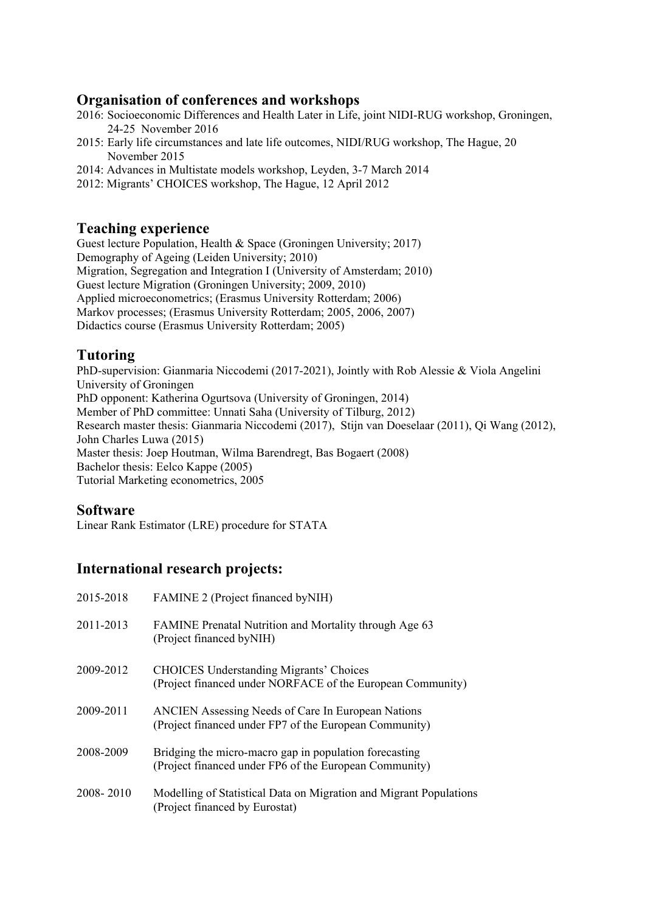## Organisation of conferences and workshops

2016: Socioeconomic Differences and Health Later in Life, joint NIDI-RUG workshop, Groningen, 24-25 November 2016

2015: Early life circumstances and late life outcomes, NIDI/RUG workshop, The Hague, 20 November 2015

2014: Advances in Multistate models workshop, Leyden, 3-7 March 2014

2012: Migrants' CHOICES workshop, The Hague, 12 April 2012

## Teaching experience

Guest lecture Population, Health & Space (Groningen University; 2017)
Demography of Ageing (Leiden University; 2010)
Migration, Segregation and Integration I (University of Amsterdam; 2010)
Guest lecture Migration (Groningen University; 2009, 2010)
Applied microeconometrics; (Erasmus University Rotterdam; 2006)
Markov processes; (Erasmus University Rotterdam; 2005, 2006, 2007)
Didactics course (Erasmus University Rotterdam; 2005)

## Tutoring

PhD-supervision: Gianmaria Niccodemi (2017-2021), Jointly with Rob Alessie & Viola Angelini University of Groningen
PhD opponent: Katherina Ogurtsova (University of Groningen, 2014)
Member of PhD committee: Unnati Saha (University of Tilburg, 2012)
Research master thesis: Gianmaria Niccodemi (2017), Stijn van Doeselaar (2011), Qi Wang (2012), John Charles Luwa (2015)
Master thesis: Joep Houtman, Wilma Barendregt, Bas Bogaert (2008)
Bachelor thesis: Eelco Kappe (2005)
Tutorial Marketing econometrics, 2005

## Software

Linear Rank Estimator (LRE) procedure for STATA

## International research projects:

| | |
|---|---|
| 2015-2018 | FAMINE 2 (Project financed byNIH) |
| 2011-2013 | FAMINE Prenatal Nutrition and Mortality through Age 63 (Project financed byNIH) |
| 2009-2012 | CHOICES Understanding Migrants' Choices (Project financed under NORFACE of the European Community) |
| 2009-2011 | ANCIEN Assessing Needs of Care In European Nations (Project financed under FP7 of the European Community) |
| 2008-2009 | Bridging the micro-macro gap in population forecasting (Project financed under FP6 of the European Community) |
| 2008- 2010 | Modelling of Statistical Data on Migration and Migrant Populations (Project financed by Eurostat) |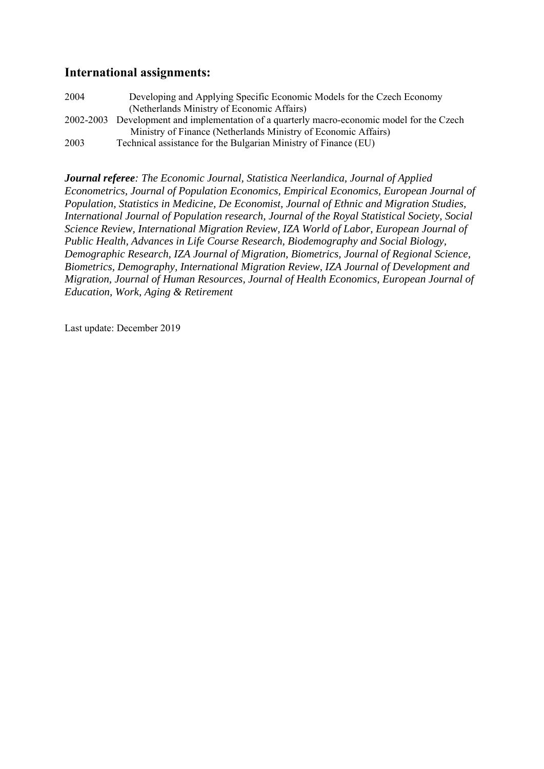## International assignments:

2004 Developing and Applying Specific Economic Models for the Czech Economy (Netherlands Ministry of Economic Affairs)

2002-2003 Development and implementation of a quarterly macro-economic model for the Czech Ministry of Finance (Netherlands Ministry of Economic Affairs)

2003 Technical assistance for the Bulgarian Ministry of Finance (EU)

***Journal referee****: The Economic Journal, Statistica Neerlandica, Journal of Applied Econometrics, Journal of Population Economics, Empirical Economics, European Journal of Population, Statistics in Medicine, De Economist, Journal of Ethnic and Migration Studies, International Journal of Population research, Journal of the Royal Statistical Society, Social Science Review, International Migration Review, IZA World of Labor, European Journal of Public Health, Advances in Life Course Research, Biodemography and Social Biology, Demographic Research, IZA Journal of Migration, Biometrics, Journal of Regional Science, Biometrics, Demography, International Migration Review, IZA Journal of Development and Migration, Journal of Human Resources, Journal of Health Economics, European Journal of Education, Work, Aging & Retirement*

Last update: December 2019